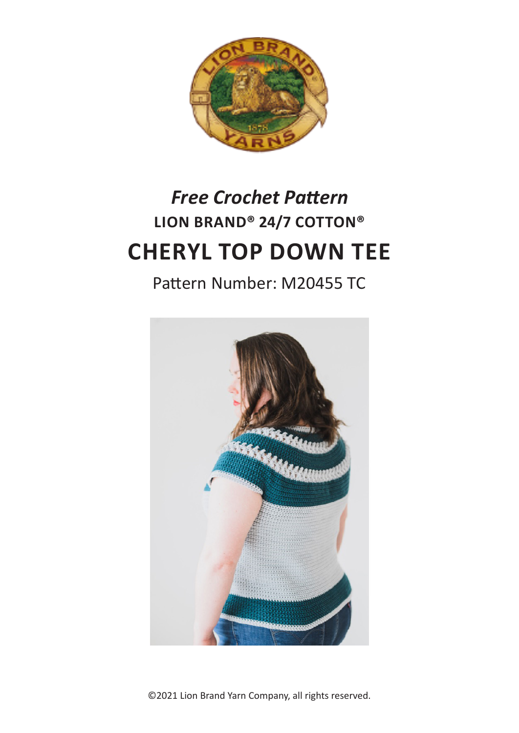*Free Crochet Pattern*

**LION BRAND® 24/7 COTTON®**

# CHERYL TOP DOWN TEE

Pattern Number: M20455 TC

©2021 Lion Brand Yarn Company, all rights reserved.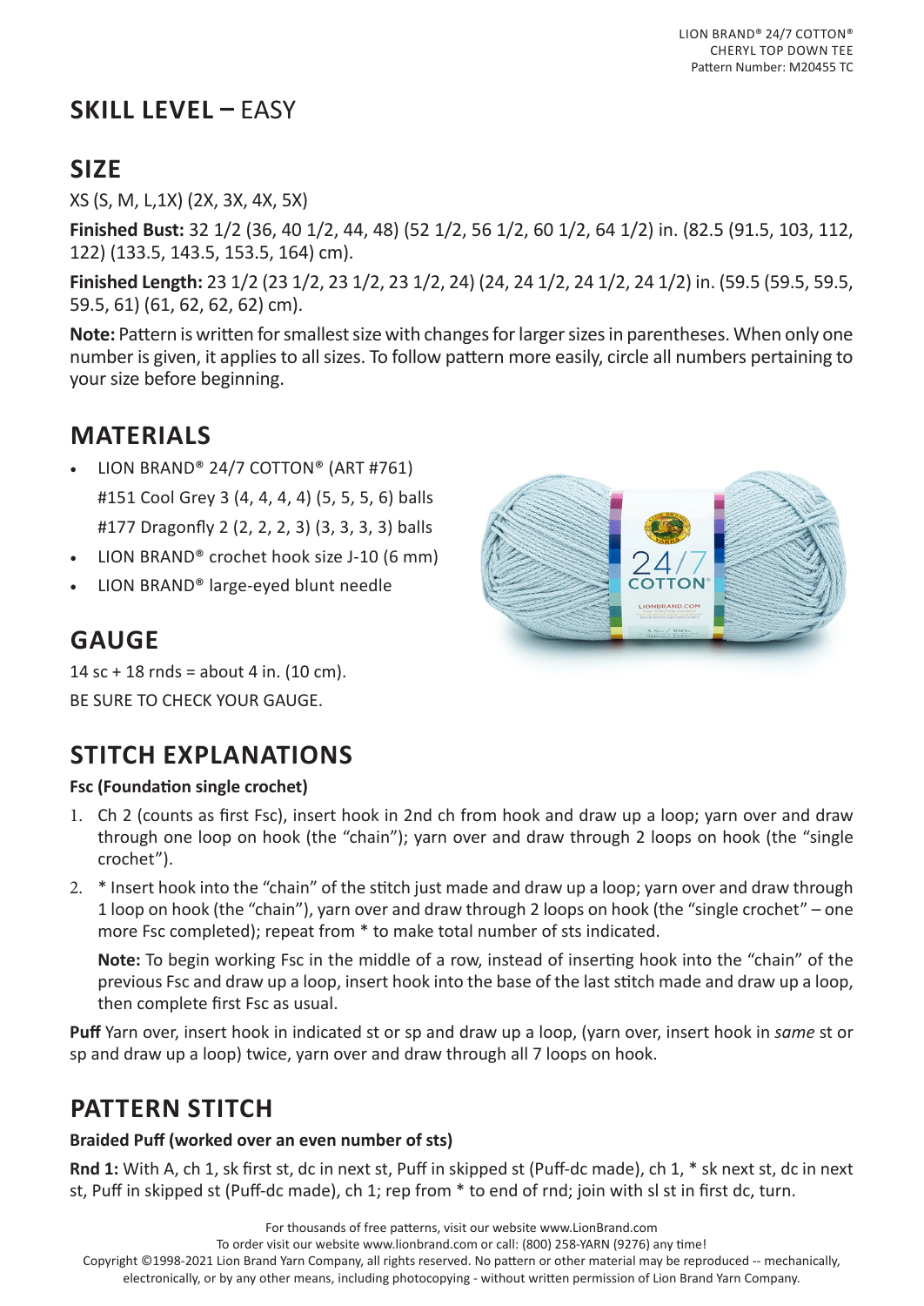## SKILL LEVEL – EASY

## SIZE

XS (S, M, L,1X) (2X, 3X, 4X, 5X)

**Finished Bust:** 32 1/2 (36, 40 1/2, 44, 48) (52 1/2, 56 1/2, 60 1/2, 64 1/2) in. (82.5 (91.5, 103, 112, 122) (133.5, 143.5, 153.5, 164) cm).

**Finished Length:** 23 1/2 (23 1/2, 23 1/2, 23 1/2, 24) (24, 24 1/2, 24 1/2, 24 1/2) in. (59.5 (59.5, 59.5, 59.5, 61) (61, 62, 62, 62) cm).

**Note:** Pattern is written for smallest size with changes for larger sizes in parentheses. When only one number is given, it applies to all sizes. To follow pattern more easily, circle all numbers pertaining to your size before beginning.

## MATERIALS

- LION BRAND® 24/7 COTTON® (ART #761)
  #151 Cool Grey 3 (4, 4, 4, 4) (5, 5, 5, 6) balls
  #177 Dragonfly 2 (2, 2, 2, 3) (3, 3, 3, 3) balls
- LION BRAND® crochet hook size J-10 (6 mm)
- LION BRAND® large-eyed blunt needle

## GAUGE

14 sc + 18 rnds = about 4 in. (10 cm).
BE SURE TO CHECK YOUR GAUGE.

## STITCH EXPLANATIONS

**Fsc (Foundation single crochet)**

1. Ch 2 (counts as first Fsc), insert hook in 2nd ch from hook and draw up a loop; yarn over and draw through one loop on hook (the "chain"); yarn over and draw through 2 loops on hook (the "single crochet").
2. * Insert hook into the "chain" of the stitch just made and draw up a loop; yarn over and draw through 1 loop on hook (the "chain"), yarn over and draw through 2 loops on hook (the "single crochet" – one more Fsc completed); repeat from * to make total number of sts indicated.

   **Note:** To begin working Fsc in the middle of a row, instead of inserting hook into the "chain" of the previous Fsc and draw up a loop, insert hook into the base of the last stitch made and draw up a loop, then complete first Fsc as usual.

**Puff** Yarn over, insert hook in indicated st or sp and draw up a loop, (yarn over, insert hook in *same* st or sp and draw up a loop) twice, yarn over and draw through all 7 loops on hook.

## PATTERN STITCH

**Braided Puff (worked over an even number of sts)**

**Rnd 1:** With A, ch 1, sk first st, dc in next st, Puff in skipped st (Puff-dc made), ch 1, * sk next st, dc in next st, Puff in skipped st (Puff-dc made), ch 1; rep from * to end of rnd; join with sl st in first dc, turn.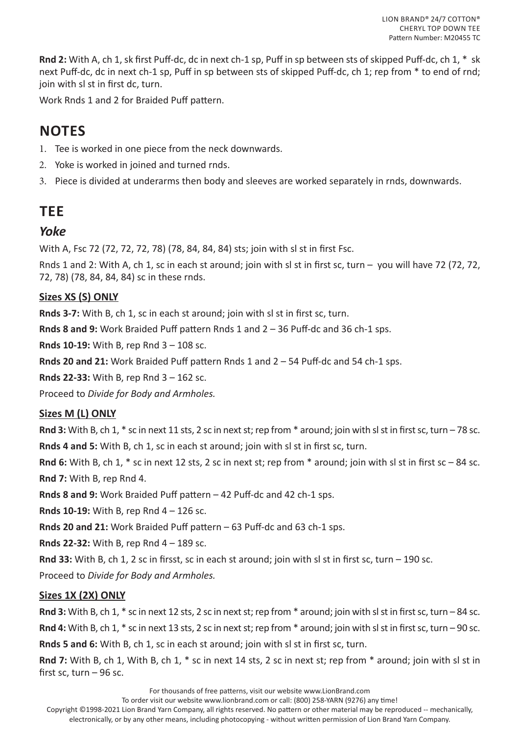**Rnd 2:** With A, ch 1, sk first Puff-dc, dc in next ch-1 sp, Puff in sp between sts of skipped Puff-dc, ch 1, * sk next Puff-dc, dc in next ch-1 sp, Puff in sp between sts of skipped Puff-dc, ch 1; rep from * to end of rnd; join with sl st in first dc, turn.

Work Rnds 1 and 2 for Braided Puff pattern.

## NOTES

1. Tee is worked in one piece from the neck downwards.
2. Yoke is worked in joined and turned rnds.
3. Piece is divided at underarms then body and sleeves are worked separately in rnds, downwards.

## TEE

### *Yoke*

With A, Fsc 72 (72, 72, 72, 78) (78, 84, 84, 84) sts; join with sl st in first Fsc.

Rnds 1 and 2: With A, ch 1, sc in each st around; join with sl st in first sc, turn – you will have 72 (72, 72, 72, 78) (78, 84, 84, 84) sc in these rnds.

#### Sizes XS (S) ONLY

**Rnds 3-7:** With B, ch 1, sc in each st around; join with sl st in first sc, turn.

**Rnds 8 and 9:** Work Braided Puff pattern Rnds 1 and 2 – 36 Puff-dc and 36 ch-1 sps.

**Rnds 10-19:** With B, rep Rnd 3 – 108 sc.

**Rnds 20 and 21:** Work Braided Puff pattern Rnds 1 and 2 – 54 Puff-dc and 54 ch-1 sps.

**Rnds 22-33:** With B, rep Rnd 3 – 162 sc.

Proceed to *Divide for Body and Armholes.*

#### Sizes M (L) ONLY

**Rnd 3:** With B, ch 1, * sc in next 11 sts, 2 sc in next st; rep from * around; join with sl st in first sc, turn – 78 sc.

**Rnds 4 and 5:** With B, ch 1, sc in each st around; join with sl st in first sc, turn.

**Rnd 6:** With B, ch 1, * sc in next 12 sts, 2 sc in next st; rep from * around; join with sl st in first sc – 84 sc.

**Rnd 7:** With B, rep Rnd 4.

**Rnds 8 and 9:** Work Braided Puff pattern – 42 Puff-dc and 42 ch-1 sps.

**Rnds 10-19:** With B, rep Rnd 4 – 126 sc.

**Rnds 20 and 21:** Work Braided Puff pattern – 63 Puff-dc and 63 ch-1 sps.

**Rnds 22-32:** With B, rep Rnd 4 – 189 sc.

**Rnd 33:** With B, ch 1, 2 sc in firsst, sc in each st around; join with sl st in first sc, turn – 190 sc.

Proceed to *Divide for Body and Armholes.*

#### Sizes 1X (2X) ONLY

**Rnd 3:** With B, ch 1, * sc in next 12 sts, 2 sc in next st; rep from * around; join with sl st in first sc, turn – 84 sc.

**Rnd 4:** With B, ch 1, * sc in next 13 sts, 2 sc in next st; rep from * around; join with sl st in first sc, turn – 90 sc.

**Rnds 5 and 6:** With B, ch 1, sc in each st around; join with sl st in first sc, turn.

**Rnd 7:** With B, ch 1, With B, ch 1, * sc in next 14 sts, 2 sc in next st; rep from * around; join with sl st in first sc, turn – 96 sc.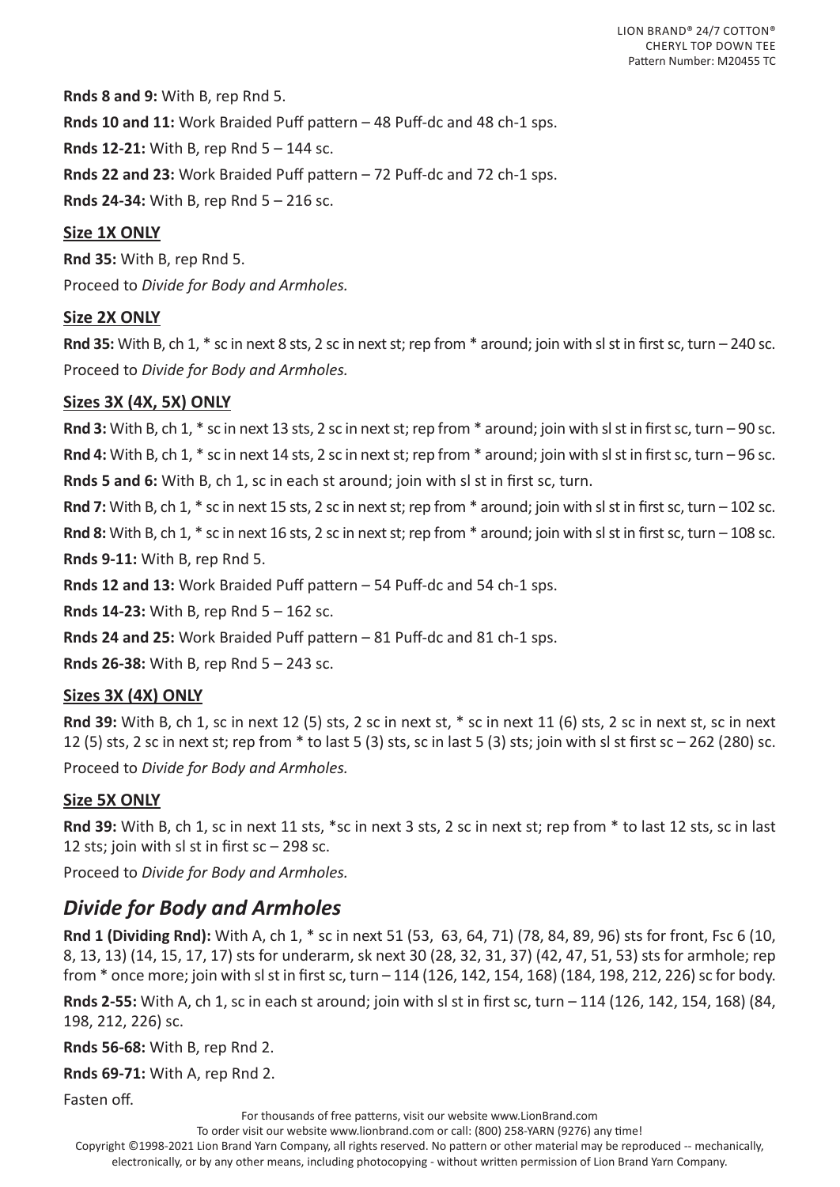**Rnds 8 and 9:** With B, rep Rnd 5.

**Rnds 10 and 11:** Work Braided Puff pattern – 48 Puff-dc and 48 ch-1 sps.

**Rnds 12-21:** With B, rep Rnd 5 – 144 sc.

**Rnds 22 and 23:** Work Braided Puff pattern – 72 Puff-dc and 72 ch-1 sps.

**Rnds 24-34:** With B, rep Rnd 5 – 216 sc.

### Size 1X ONLY

**Rnd 35:** With B, rep Rnd 5.

Proceed to *Divide for Body and Armholes.*

### Size 2X ONLY

**Rnd 35:** With B, ch 1, * sc in next 8 sts, 2 sc in next st; rep from * around; join with sl st in first sc, turn – 240 sc.

Proceed to *Divide for Body and Armholes.*

### Sizes 3X (4X, 5X) ONLY

**Rnd 3:** With B, ch 1, * sc in next 13 sts, 2 sc in next st; rep from * around; join with sl st in first sc, turn – 90 sc.

**Rnd 4:** With B, ch 1, * sc in next 14 sts, 2 sc in next st; rep from * around; join with sl st in first sc, turn – 96 sc.

**Rnds 5 and 6:** With B, ch 1, sc in each st around; join with sl st in first sc, turn.

**Rnd 7:** With B, ch 1, * sc in next 15 sts, 2 sc in next st; rep from * around; join with sl st in first sc, turn – 102 sc.

**Rnd 8:** With B, ch 1, * sc in next 16 sts, 2 sc in next st; rep from * around; join with sl st in first sc, turn – 108 sc.

**Rnds 9-11:** With B, rep Rnd 5.

**Rnds 12 and 13:** Work Braided Puff pattern – 54 Puff-dc and 54 ch-1 sps.

**Rnds 14-23:** With B, rep Rnd 5 – 162 sc.

**Rnds 24 and 25:** Work Braided Puff pattern – 81 Puff-dc and 81 ch-1 sps.

**Rnds 26-38:** With B, rep Rnd 5 – 243 sc.

### Sizes 3X (4X) ONLY

**Rnd 39:** With B, ch 1, sc in next 12 (5) sts, 2 sc in next st, * sc in next 11 (6) sts, 2 sc in next st, sc in next 12 (5) sts, 2 sc in next st; rep from * to last 5 (3) sts, sc in last 5 (3) sts; join with sl st first sc – 262 (280) sc.

Proceed to *Divide for Body and Armholes.*

### Size 5X ONLY

**Rnd 39:** With B, ch 1, sc in next 11 sts, *sc in next 3 sts, 2 sc in next st; rep from * to last 12 sts, sc in last 12 sts; join with sl st in first sc – 298 sc.

Proceed to *Divide for Body and Armholes.*

## *Divide for Body and Armholes*

**Rnd 1 (Dividing Rnd):** With A, ch 1, * sc in next 51 (53, 63, 64, 71) (78, 84, 89, 96) sts for front, Fsc 6 (10, 8, 13, 13) (14, 15, 17, 17) sts for underarm, sk next 30 (28, 32, 31, 37) (42, 47, 51, 53) sts for armhole; rep from * once more; join with sl st in first sc, turn – 114 (126, 142, 154, 168) (184, 198, 212, 226) sc for body.

**Rnds 2-55:** With A, ch 1, sc in each st around; join with sl st in first sc, turn – 114 (126, 142, 154, 168) (84, 198, 212, 226) sc.

**Rnds 56-68:** With B, rep Rnd 2.

**Rnds 69-71:** With A, rep Rnd 2.

Fasten off.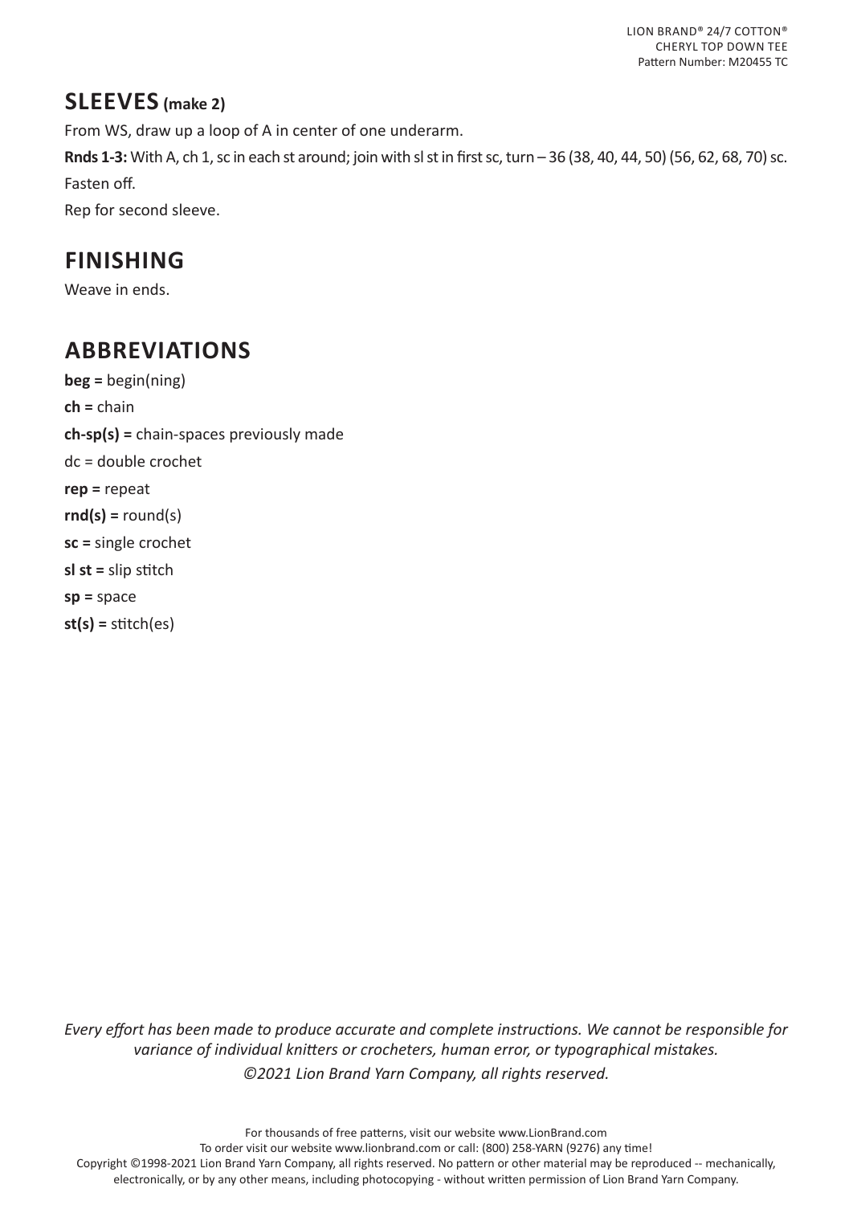## SLEEVES (make 2)

From WS, draw up a loop of A in center of one underarm.

**Rnds 1-3:** With A, ch 1, sc in each st around; join with sl st in first sc, turn – 36 (38, 40, 44, 50) (56, 62, 68, 70) sc.

Fasten off.

Rep for second sleeve.

## FINISHING

Weave in ends.

## ABBREVIATIONS

**beg =** begin(ning)

**ch =** chain

**ch-sp(s) =** chain-spaces previously made

dc = double crochet

**rep =** repeat

**rnd(s) =** round(s)

**sc =** single crochet

**sl st =** slip stitch

**sp =** space

**st(s) =** stitch(es)

*Every effort has been made to produce accurate and complete instructions. We cannot be responsible for variance of individual knitters or crocheters, human error, or typographical mistakes.*

*©2021 Lion Brand Yarn Company, all rights reserved.*

For thousands of free patterns, visit our website www.LionBrand.com
To order visit our website www.lionbrand.com or call: (800) 258-YARN (9276) any time!
Copyright ©1998-2021 Lion Brand Yarn Company, all rights reserved. No pattern or other material may be reproduced -- mechanically, electronically, or by any other means, including photocopying - without written permission of Lion Brand Yarn Company.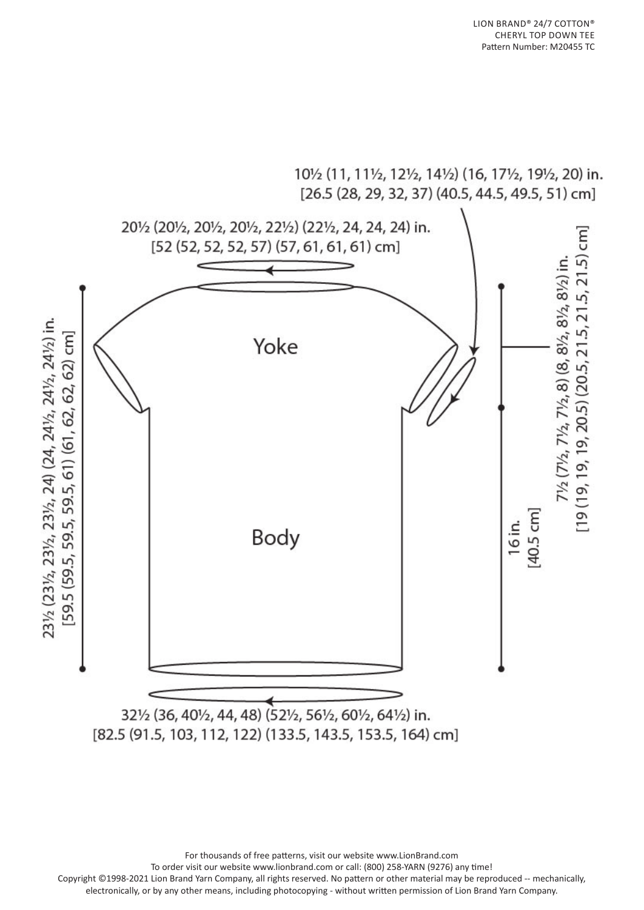10½ (11, 11½, 12½, 14½) (16, 17½, 19½, 20) in.
[26.5 (28, 29, 32, 37) (40.5, 44.5, 49.5, 51) cm]

20½ (20½, 20½, 20½, 22½) (22½, 24, 24, 24) in.
[52 (52, 52, 52, 57) (57, 61, 61, 61) cm]

Yoke

23½ (23½, 23½, 23½, 24) (24, 24½, 24½, 24½) in.
[59.5 (59.5, 59.5, 59.5, 61) (61, 62, 62, 62) cm]

7½ (7½, 7½, 7½, 8) (8, 8½, 8½, 8½) in.
[19 (19, 19, 19, 20.5) (20.5, 21.5, 21.5, 21.5) cm]

Body

16 in.
[40.5 cm]

32½ (36, 40½, 44, 48) (52½, 56½, 60½, 64½) in.
[82.5 (91.5, 103, 112, 122) (133.5, 143.5, 153.5, 164) cm]